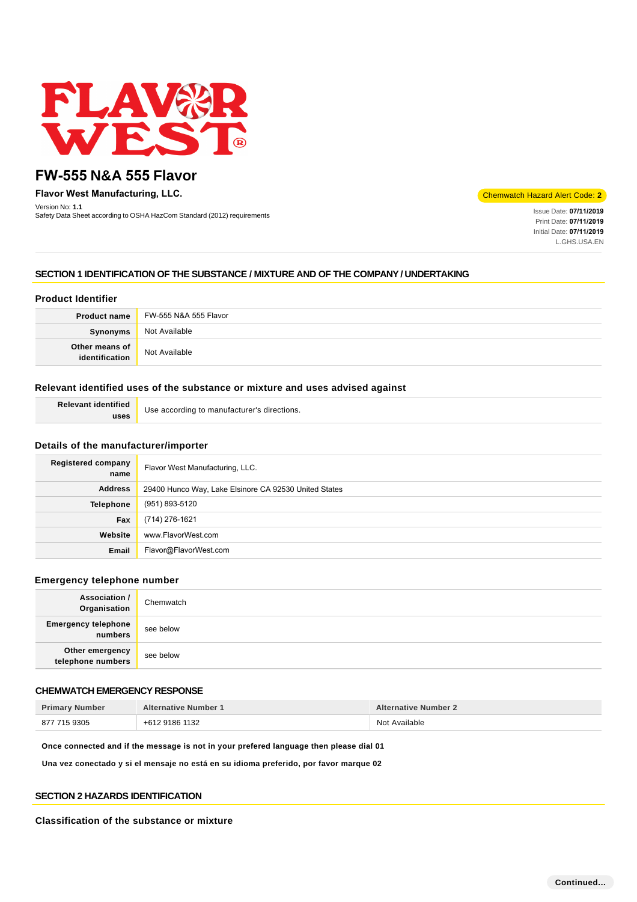# FW-555 N&A 555 Flavor

**Flavor West Manufacturing, LLC.**

Version No: **1.1**
Safety Data Sheet according to OSHA HazCom Standard (2012) requirements

Chemwatch Hazard Alert Code: **2**

Issue Date: **07/11/2019**
Print Date: **07/11/2019**
Initial Date: **07/11/2019**
L.GHS.USA.EN

## SECTION 1 IDENTIFICATION OF THE SUBSTANCE / MIXTURE AND OF THE COMPANY / UNDERTAKING

### Product Identifier

| | |
|---|---|
| **Product name** | FW-555 N&A 555 Flavor |
| **Synonyms** | Not Available |
| **Other means of identification** | Not Available |

### Relevant identified uses of the substance or mixture and uses advised against

| | |
|---|---|
| **Relevant identified uses** | Use according to manufacturer's directions. |

### Details of the manufacturer/importer

| | |
|---|---|
| **Registered company name** | Flavor West Manufacturing, LLC. |
| **Address** | 29400 Hunco Way, Lake Elsinore CA 92530 United States |
| **Telephone** | (951) 893-5120 |
| **Fax** | (714) 276-1621 |
| **Website** | www.FlavorWest.com |
| **Email** | Flavor@FlavorWest.com |

### Emergency telephone number

| | |
|---|---|
| **Association / Organisation** | Chemwatch |
| **Emergency telephone numbers** | see below |
| **Other emergency telephone numbers** | see below |

### CHEMWATCH EMERGENCY RESPONSE

| Primary Number | Alternative Number 1 | Alternative Number 2 |
|---|---|---|
| 877 715 9305 | +612 9186 1132 | Not Available |

**Once connected and if the message is not in your prefered language then please dial 01**

**Una vez conectado y si el mensaje no está en su idioma preferido, por favor marque 02**

## SECTION 2 HAZARDS IDENTIFICATION

### Classification of the substance or mixture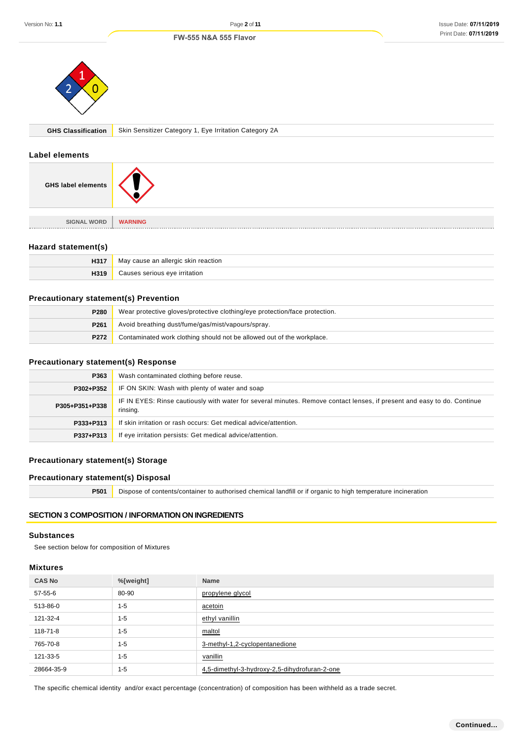| GHS Classification | Skin Sensitizer Category 1, Eye Irritation Category 2A |
|---|---|

### Label elements

| GHS label elements | |
|---|---|
| SIGNAL WORD | WARNING |

### Hazard statement(s)

| | |
|---|---|
| H317 | May cause an allergic skin reaction |
| H319 | Causes serious eye irritation |

### Precautionary statement(s) Prevention

| | |
|---|---|
| P280 | Wear protective gloves/protective clothing/eye protection/face protection. |
| P261 | Avoid breathing dust/fume/gas/mist/vapours/spray. |
| P272 | Contaminated work clothing should not be allowed out of the workplace. |

### Precautionary statement(s) Response

| | |
|---|---|
| P363 | Wash contaminated clothing before reuse. |
| P302+P352 | IF ON SKIN: Wash with plenty of water and soap |
| P305+P351+P338 | IF IN EYES: Rinse cautiously with water for several minutes. Remove contact lenses, if present and easy to do. Continue rinsing. |
| P333+P313 | If skin irritation or rash occurs: Get medical advice/attention. |
| P337+P313 | If eye irritation persists: Get medical advice/attention. |

### Precautionary statement(s) Storage

### Precautionary statement(s) Disposal

| | |
|---|---|
| P501 | Dispose of contents/container to authorised chemical landfill or if organic to high temperature incineration |

## SECTION 3 COMPOSITION / INFORMATION ON INGREDIENTS

### Substances

See section below for composition of Mixtures

### Mixtures

| CAS No | %[weight] | Name |
|---|---|---|
| 57-55-6 | 80-90 | propylene glycol |
| 513-86-0 | 1-5 | acetoin |
| 121-32-4 | 1-5 | ethyl vanillin |
| 118-71-8 | 1-5 | maltol |
| 765-70-8 | 1-5 | 3-methyl-1,2-cyclopentanedione |
| 121-33-5 | 1-5 | vanillin |
| 28664-35-9 | 1-5 | 4,5-dimethyl-3-hydroxy-2,5-dihydrofuran-2-one |

The specific chemical identity and/or exact percentage (concentration) of composition has been withheld as a trade secret.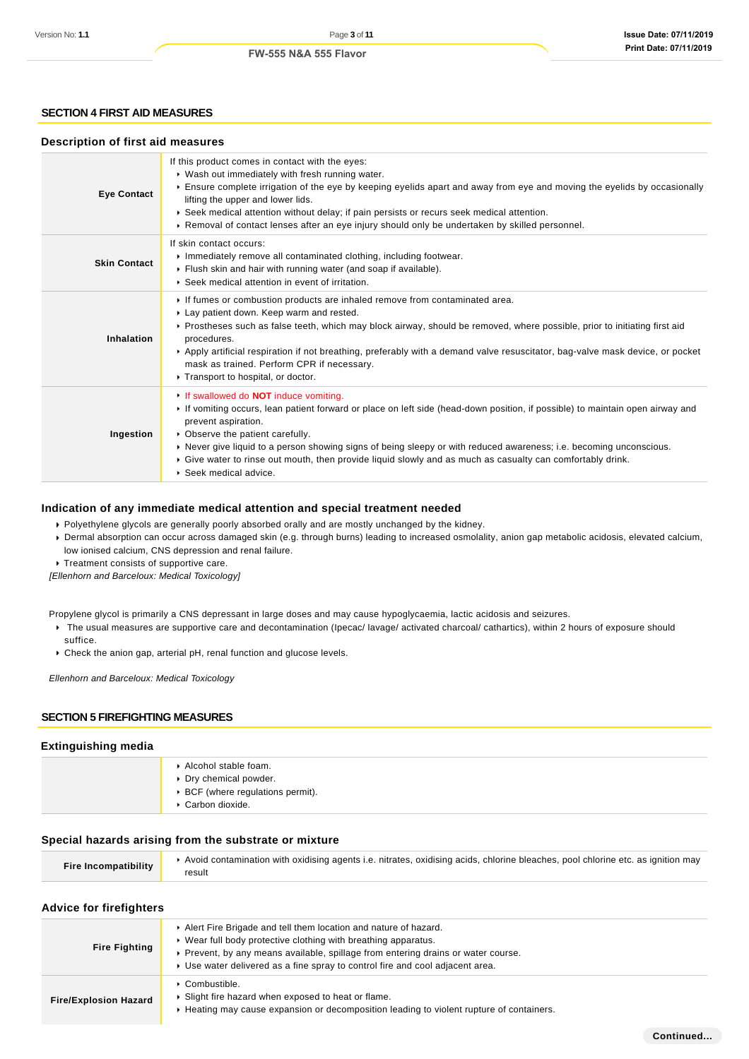## SECTION 4 FIRST AID MEASURES

### Description of first aid measures

| | |
|---|---|
| **Eye Contact** | If this product comes in contact with the eyes:<br>▸ Wash out immediately with fresh running water.<br>▸ Ensure complete irrigation of the eye by keeping eyelids apart and away from eye and moving the eyelids by occasionally lifting the upper and lower lids.<br>▸ Seek medical attention without delay; if pain persists or recurs seek medical attention.<br>▸ Removal of contact lenses after an eye injury should only be undertaken by skilled personnel. |
| **Skin Contact** | If skin contact occurs:<br>▸ Immediately remove all contaminated clothing, including footwear.<br>▸ Flush skin and hair with running water (and soap if available).<br>▸ Seek medical attention in event of irritation. |
| **Inhalation** | ▸ If fumes or combustion products are inhaled remove from contaminated area.<br>▸ Lay patient down. Keep warm and rested.<br>▸ Prostheses such as false teeth, which may block airway, should be removed, where possible, prior to initiating first aid procedures.<br>▸ Apply artificial respiration if not breathing, preferably with a demand valve resuscitator, bag-valve mask device, or pocket mask as trained. Perform CPR if necessary.<br>▸ Transport to hospital, or doctor. |
| **Ingestion** | ▸ If swallowed do **NOT** induce vomiting.<br>▸ If vomiting occurs, lean patient forward or place on left side (head-down position, if possible) to maintain open airway and prevent aspiration.<br>▸ Observe the patient carefully.<br>▸ Never give liquid to a person showing signs of being sleepy or with reduced awareness; i.e. becoming unconscious.<br>▸ Give water to rinse out mouth, then provide liquid slowly and as much as casualty can comfortably drink.<br>▸ Seek medical advice. |

### Indication of any immediate medical attention and special treatment needed

- Polyethylene glycols are generally poorly absorbed orally and are mostly unchanged by the kidney.
- Dermal absorption can occur across damaged skin (e.g. through burns) leading to increased osmolality, anion gap metabolic acidosis, elevated calcium, low ionised calcium, CNS depression and renal failure.
- Treatment consists of supportive care.

*[Ellenhorn and Barceloux: Medical Toxicology]*

Propylene glycol is primarily a CNS depressant in large doses and may cause hypoglycaemia, lactic acidosis and seizures.

- The usual measures are supportive care and decontamination (Ipecac/ lavage/ activated charcoal/ cathartics), within 2 hours of exposure should suffice.
- Check the anion gap, arterial pH, renal function and glucose levels.

*Ellenhorn and Barceloux: Medical Toxicology*

## SECTION 5 FIREFIGHTING MEASURES

### Extinguishing media

| | |
|---|---|
| | ▸ Alcohol stable foam.<br>▸ Dry chemical powder.<br>▸ BCF (where regulations permit).<br>▸ Carbon dioxide. |

### Special hazards arising from the substrate or mixture

| | |
|---|---|
| **Fire Incompatibility** | ▸ Avoid contamination with oxidising agents i.e. nitrates, oxidising acids, chlorine bleaches, pool chlorine etc. as ignition may result |

### Advice for firefighters

| | |
|---|---|
| **Fire Fighting** | ▸ Alert Fire Brigade and tell them location and nature of hazard.<br>▸ Wear full body protective clothing with breathing apparatus.<br>▸ Prevent, by any means available, spillage from entering drains or water course.<br>▸ Use water delivered as a fine spray to control fire and cool adjacent area. |
| **Fire/Explosion Hazard** | ▸ Combustible.<br>▸ Slight fire hazard when exposed to heat or flame.<br>▸ Heating may cause expansion or decomposition leading to violent rupture of containers. |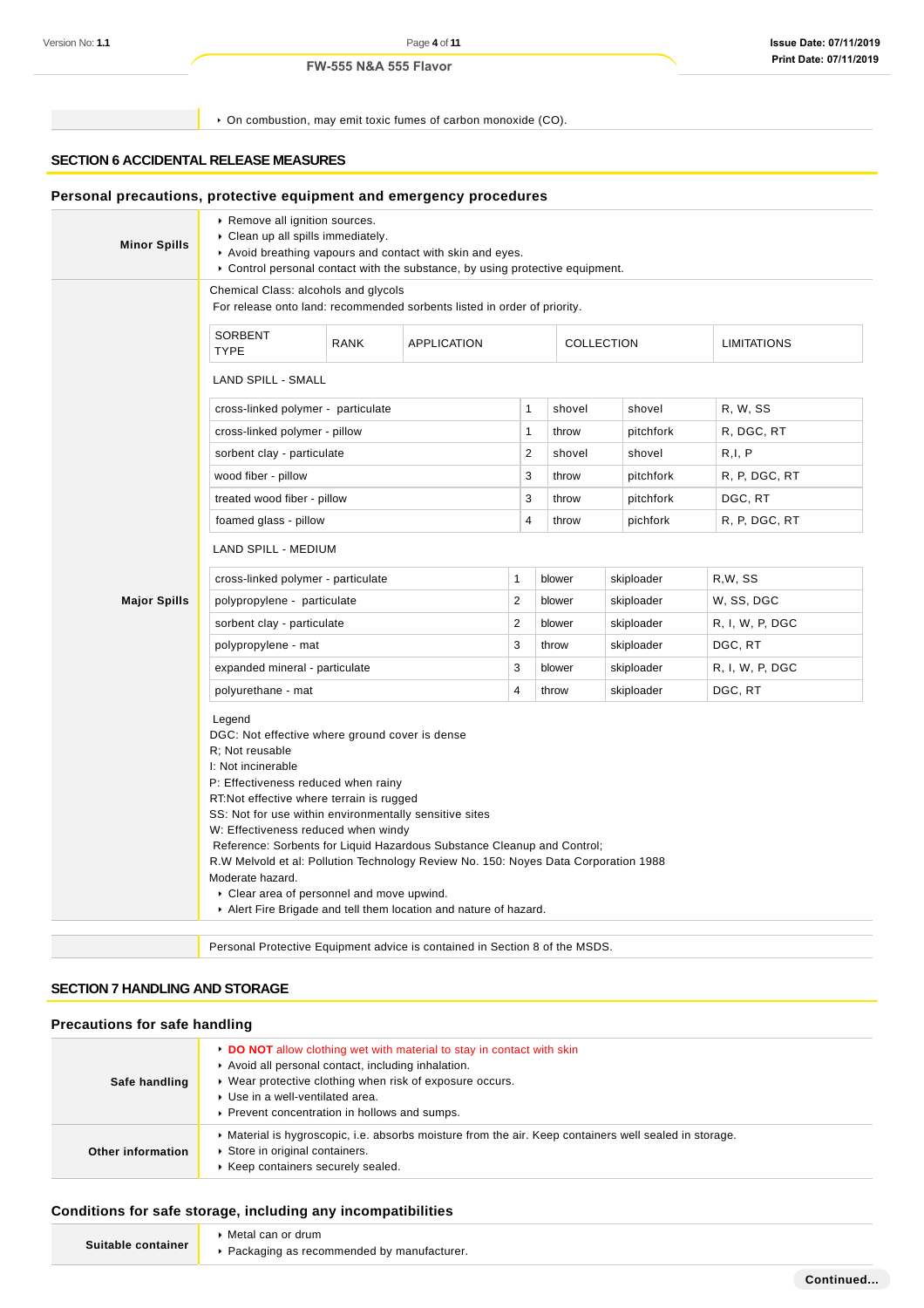- On combustion, may emit toxic fumes of carbon monoxide (CO).

## SECTION 6 ACCIDENTAL RELEASE MEASURES

### Personal precautions, protective equipment and emergency procedures

**Minor Spills**

- Remove all ignition sources.
- Clean up all spills immediately.
- Avoid breathing vapours and contact with skin and eyes.
- Control personal contact with the substance, by using protective equipment.

**Major Spills**

Chemical Class: alcohols and glycols
For release onto land: recommended sorbents listed in order of priority.

| SORBENT TYPE | RANK | APPLICATION | COLLECTION | LIMITATIONS |
|---|---|---|---|---|
| **LAND SPILL - SMALL** | | | | |
| cross-linked polymer - particulate | 1 | shovel | shovel | R, W, SS |
| cross-linked polymer - pillow | 1 | throw | pitchfork | R, DGC, RT |
| sorbent clay - particulate | 2 | shovel | shovel | R,I, P |
| wood fiber - pillow | 3 | throw | pitchfork | R, P, DGC, RT |
| treated wood fiber - pillow | 3 | throw | pitchfork | DGC, RT |
| foamed glass - pillow | 4 | throw | pichfork | R, P, DGC, RT |
| **LAND SPILL - MEDIUM** | | | | |
| cross-linked polymer - particulate | 1 | blower | skiploader | R,W, SS |
| polypropylene - particulate | 2 | blower | skiploader | W, SS, DGC |
| sorbent clay - particulate | 2 | blower | skiploader | R, I, W, P, DGC |
| polypropylene - mat | 3 | throw | skiploader | DGC, RT |
| expanded mineral - particulate | 3 | blower | skiploader | R, I, W, P, DGC |
| polyurethane - mat | 4 | throw | skiploader | DGC, RT |

Legend
DGC: Not effective where ground cover is dense
R; Not reusable
I: Not incinerable
P: Effectiveness reduced when rainy
RT:Not effective where terrain is rugged
SS: Not for use within environmentally sensitive sites
W: Effectiveness reduced when windy
Reference: Sorbents for Liquid Hazardous Substance Cleanup and Control;
R.W Melvold et al: Pollution Technology Review No. 150: Noyes Data Corporation 1988
Moderate hazard.

- Clear area of personnel and move upwind.
- Alert Fire Brigade and tell them location and nature of hazard.

Personal Protective Equipment advice is contained in Section 8 of the MSDS.

## SECTION 7 HANDLING AND STORAGE

### Precautions for safe handling

**Safe handling**

- **DO NOT** allow clothing wet with material to stay in contact with skin
- Avoid all personal contact, including inhalation.
- Wear protective clothing when risk of exposure occurs.
- Use in a well-ventilated area.
- Prevent concentration in hollows and sumps.

**Other information**

- Material is hygroscopic, i.e. absorbs moisture from the air. Keep containers well sealed in storage.
- Store in original containers.
- Keep containers securely sealed.

### Conditions for safe storage, including any incompatibilities

**Suitable container**

- Metal can or drum
- Packaging as recommended by manufacturer.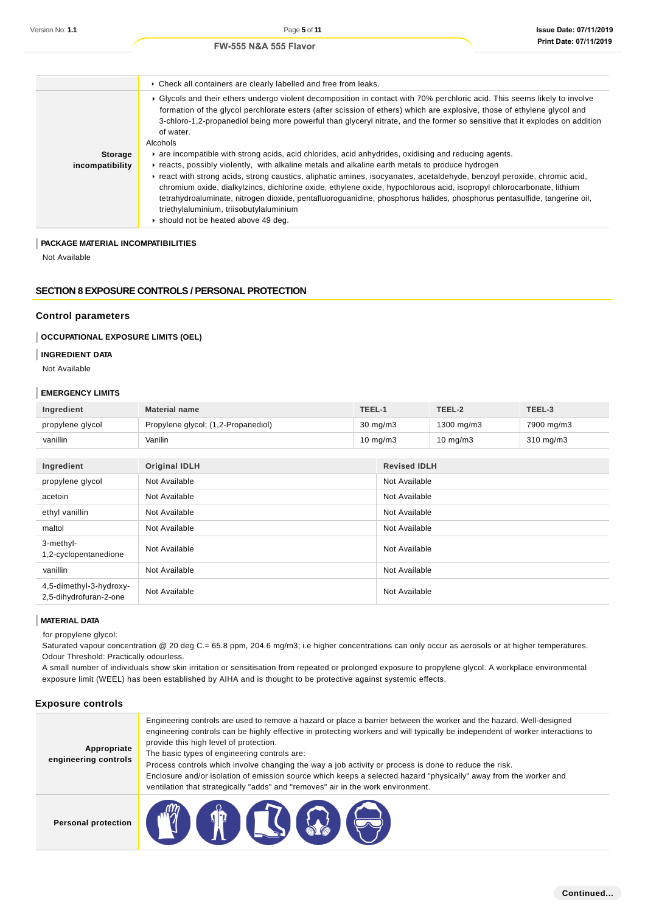| | |
|---|---|
| | ▸ Check all containers are clearly labelled and free from leaks. |
| **Storage incompatibility** | ▸ Glycols and their ethers undergo violent decomposition in contact with 70% perchloric acid. This seems likely to involve formation of the glycol perchlorate esters (after scission of ethers) which are explosive, those of ethylene glycol and 3-chloro-1,2-propanediol being more powerful than glyceryl nitrate, and the former so sensitive that it explodes on addition of water.<br>Alcohols<br>▸ are incompatible with strong acids, acid chlorides, acid anhydrides, oxidising and reducing agents.<br>▸ reacts, possibly violently, with alkaline metals and alkaline earth metals to produce hydrogen<br>▸ react with strong acids, strong caustics, aliphatic amines, isocyanates, acetaldehyde, benzoyl peroxide, chromic acid, chromium oxide, dialkylzincs, dichlorine oxide, ethylene oxide, hypochlorous acid, isopropyl chlorocarbonate, lithium tetrahydroaluminate, nitrogen dioxide, pentafluoroguanidine, phosphorus halides, phosphorus pentasulfide, tangerine oil, triethylaluminium, triisobutylaluminium<br>▸ should not be heated above 49 deg. |

### PACKAGE MATERIAL INCOMPATIBILITIES

Not Available

## SECTION 8 EXPOSURE CONTROLS / PERSONAL PROTECTION

### Control parameters

#### OCCUPATIONAL EXPOSURE LIMITS (OEL)

#### INGREDIENT DATA

Not Available

#### EMERGENCY LIMITS

| Ingredient | Material name | TEEL-1 | TEEL-2 | TEEL-3 |
|---|---|---|---|---|
| propylene glycol | Propylene glycol; (1,2-Propanediol) | 30 mg/m3 | 1300 mg/m3 | 7900 mg/m3 |
| vanillin | Vanilin | 10 mg/m3 | 10 mg/m3 | 310 mg/m3 |

| Ingredient | Original IDLH | Revised IDLH |
|---|---|---|
| propylene glycol | Not Available | Not Available |
| acetoin | Not Available | Not Available |
| ethyl vanillin | Not Available | Not Available |
| maltol | Not Available | Not Available |
| 3-methyl-1,2-cyclopentanedione | Not Available | Not Available |
| vanillin | Not Available | Not Available |
| 4,5-dimethyl-3-hydroxy-2,5-dihydrofuran-2-one | Not Available | Not Available |

#### MATERIAL DATA

for propylene glycol:
Saturated vapour concentration @ 20 deg C.= 65.8 ppm, 204.6 mg/m3; i.e higher concentrations can only occur as aerosols or at higher temperatures.
Odour Threshold: Practically odourless.
A small number of individuals show skin irritation or sensitisation from repeated or prolonged exposure to propylene glycol. A workplace environmental exposure limit (WEEL) has been established by AIHA and is thought to be protective against systemic effects.

### Exposure controls

| | |
|---|---|
| **Appropriate engineering controls** | Engineering controls are used to remove a hazard or place a barrier between the worker and the hazard. Well-designed engineering controls can be highly effective in protecting workers and will typically be independent of worker interactions to provide this high level of protection.<br>The basic types of engineering controls are:<br>Process controls which involve changing the way a job activity or process is done to reduce the risk.<br>Enclosure and/or isolation of emission source which keeps a selected hazard "physically" away from the worker and ventilation that strategically "adds" and "removes" air in the work environment. |
| **Personal protection** | |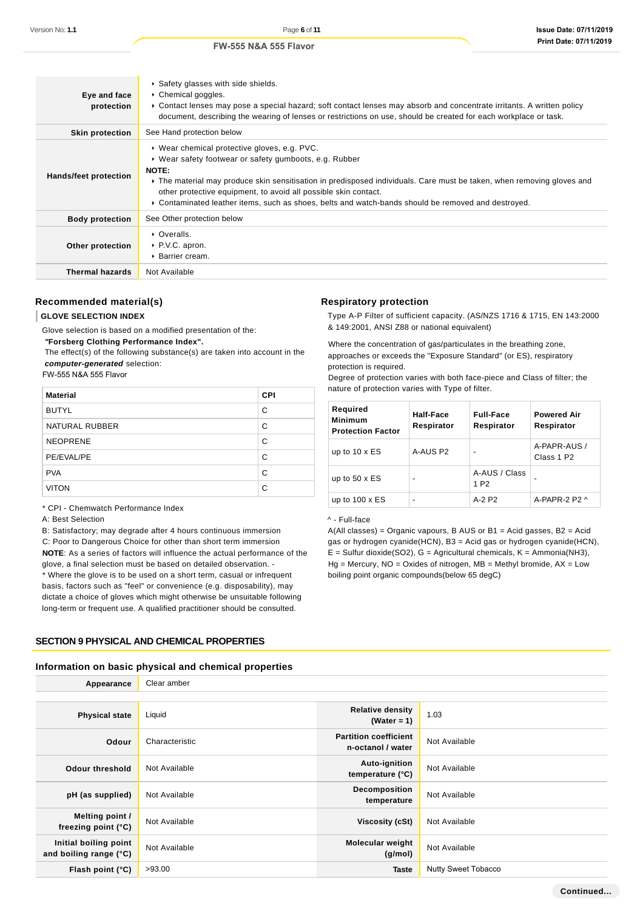| | |
|---|---|
| **Eye and face protection** | ▸ Safety glasses with side shields.<br>▸ Chemical goggles.<br>▸ Contact lenses may pose a special hazard; soft contact lenses may absorb and concentrate irritants. A written policy document, describing the wearing of lenses or restrictions on use, should be created for each workplace or task. |
| **Skin protection** | See Hand protection below |
| **Hands/feet protection** | ▸ Wear chemical protective gloves, e.g. PVC.<br>▸ Wear safety footwear or safety gumboots, e.g. Rubber<br>**NOTE:**<br>▸ The material may produce skin sensitisation in predisposed individuals. Care must be taken, when removing gloves and other protective equipment, to avoid all possible skin contact.<br>▸ Contaminated leather items, such as shoes, belts and watch-bands should be removed and destroyed. |
| **Body protection** | See Other protection below |
| **Other protection** | ▸ Overalls.<br>▸ P.V.C. apron.<br>▸ Barrier cream. |
| **Thermal hazards** | Not Available |

### Recommended material(s)

**GLOVE SELECTION INDEX**

Glove selection is based on a modified presentation of the:
***"Forsberg Clothing Performance Index".***
The effect(s) of the following substance(s) are taken into account in the ***computer-generated*** selection:
FW-555 N&A 555 Flavor

| Material | CPI |
|---|---|
| BUTYL | C |
| NATURAL RUBBER | C |
| NEOPRENE | C |
| PE/EVAL/PE | C |
| PVA | C |
| VITON | C |

\* CPI - Chemwatch Performance Index
A: Best Selection
B: Satisfactory; may degrade after 4 hours continuous immersion
C: Poor to Dangerous Choice for other than short term immersion
**NOTE**: As a series of factors will influence the actual performance of the glove, a final selection must be based on detailed observation. -
\* Where the glove is to be used on a short term, casual or infrequent basis, factors such as "feel" or convenience (e.g. disposability), may dictate a choice of gloves which might otherwise be unsuitable following long-term or frequent use. A qualified practitioner should be consulted.

### Respiratory protection

Type A-P Filter of sufficient capacity. (AS/NZS 1716 & 1715, EN 143:2000 & 149:2001, ANSI Z88 or national equivalent)

Where the concentration of gas/particulates in the breathing zone, approaches or exceeds the "Exposure Standard" (or ES), respiratory protection is required.
Degree of protection varies with both face-piece and Class of filter; the nature of protection varies with Type of filter.

| Required Minimum Protection Factor | Half-Face Respirator | Full-Face Respirator | Powered Air Respirator |
|---|---|---|---|
| up to 10 x ES | A-AUS P2 | - | A-PAPR-AUS / Class 1 P2 |
| up to 50 x ES | - | A-AUS / Class 1 P2 | - |
| up to 100 x ES | - | A-2 P2 | A-PAPR-2 P2 ^ |

^ - Full-face
A(All classes) = Organic vapours, B AUS or B1 = Acid gasses, B2 = Acid gas or hydrogen cyanide(HCN), B3 = Acid gas or hydrogen cyanide(HCN), E = Sulfur dioxide($SO_2$), G = Agricultural chemicals, K = Ammonia($NH_3$), Hg = Mercury, NO = Oxides of nitrogen, MB = Methyl bromide, AX = Low boiling point organic compounds(below 65 degC)

## SECTION 9 PHYSICAL AND CHEMICAL PROPERTIES

### Information on basic physical and chemical properties

| | | | |
|---|---|---|---|
| **Appearance** | Clear amber | | |
| **Physical state** | Liquid | **Relative density (Water = 1)** | 1.03 |
| **Odour** | Characteristic | **Partition coefficient n-octanol / water** | Not Available |
| **Odour threshold** | Not Available | **Auto-ignition temperature (°C)** | Not Available |
| **pH (as supplied)** | Not Available | **Decomposition temperature** | Not Available |
| **Melting point / freezing point (°C)** | Not Available | **Viscosity (cSt)** | Not Available |
| **Initial boiling point and boiling range (°C)** | Not Available | **Molecular weight (g/mol)** | Not Available |
| **Flash point (°C)** | >93.00 | **Taste** | Nutty Sweet Tobacco |

Continued...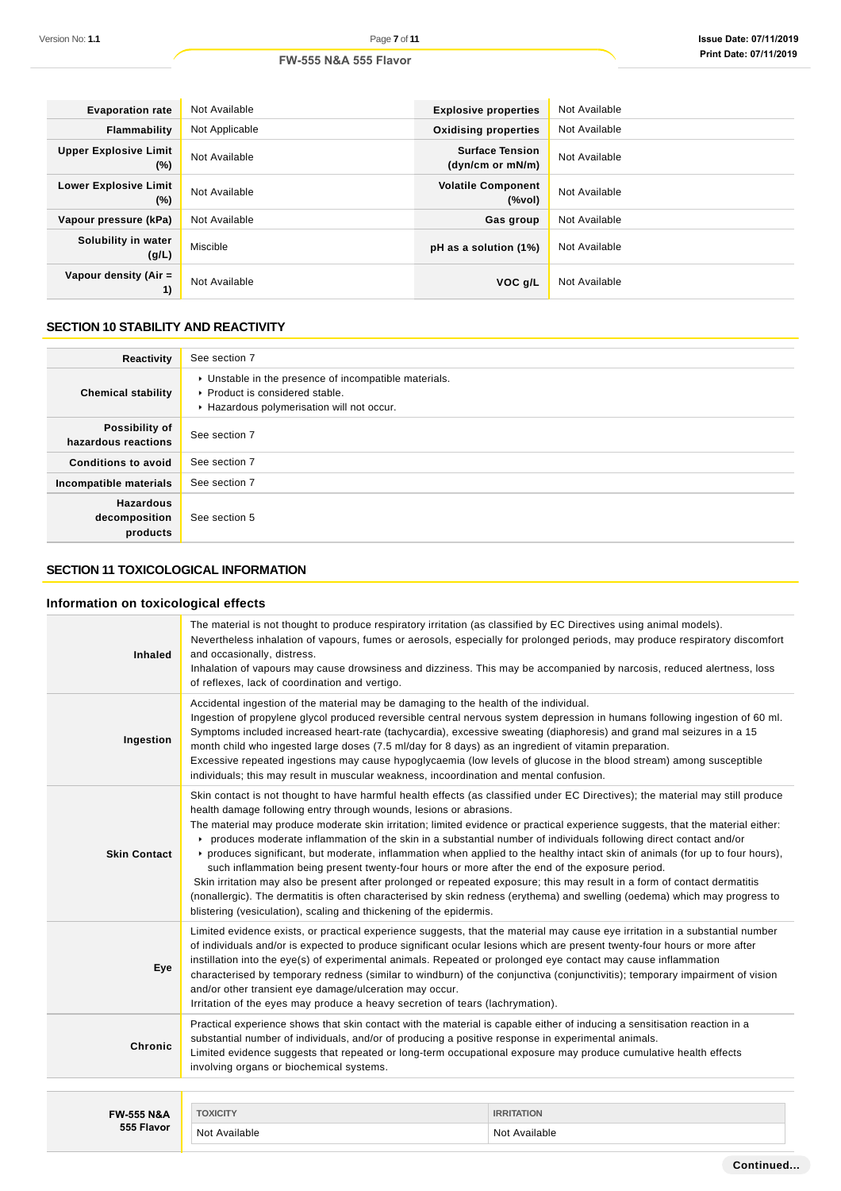| | | | |
|---|---|---|---|
| **Evaporation rate** | Not Available | **Explosive properties** | Not Available |
| **Flammability** | Not Applicable | **Oxidising properties** | Not Available |
| **Upper Explosive Limit (%)** | Not Available | **Surface Tension (dyn/cm or mN/m)** | Not Available |
| **Lower Explosive Limit (%)** | Not Available | **Volatile Component (%vol)** | Not Available |
| **Vapour pressure (kPa)** | Not Available | **Gas group** | Not Available |
| **Solubility in water (g/L)** | Miscible | **pH as a solution (1%)** | Not Available |
| **Vapour density (Air = 1)** | Not Available | **VOC g/L** | Not Available |

## SECTION 10 STABILITY AND REACTIVITY

| | |
|---|---|
| **Reactivity** | See section 7 |
| **Chemical stability** | ▸ Unstable in the presence of incompatible materials.<br>▸ Product is considered stable.<br>▸ Hazardous polymerisation will not occur. |
| **Possibility of hazardous reactions** | See section 7 |
| **Conditions to avoid** | See section 7 |
| **Incompatible materials** | See section 7 |
| **Hazardous decomposition products** | See section 5 |

## SECTION 11 TOXICOLOGICAL INFORMATION

### Information on toxicological effects

| | |
|---|---|
| **Inhaled** | The material is not thought to produce respiratory irritation (as classified by EC Directives using animal models). Nevertheless inhalation of vapours, fumes or aerosols, especially for prolonged periods, may produce respiratory discomfort and occasionally, distress.<br>Inhalation of vapours may cause drowsiness and dizziness. This may be accompanied by narcosis, reduced alertness, loss of reflexes, lack of coordination and vertigo. |
| **Ingestion** | Accidental ingestion of the material may be damaging to the health of the individual.<br>Ingestion of propylene glycol produced reversible central nervous system depression in humans following ingestion of 60 ml. Symptoms included increased heart-rate (tachycardia), excessive sweating (diaphoresis) and grand mal seizures in a 15 month child who ingested large doses (7.5 ml/day for 8 days) as an ingredient of vitamin preparation.<br>Excessive repeated ingestions may cause hypoglycaemia (low levels of glucose in the blood stream) among susceptible individuals; this may result in muscular weakness, incoordination and mental confusion. |
| **Skin Contact** | Skin contact is not thought to have harmful health effects (as classified under EC Directives); the material may still produce health damage following entry through wounds, lesions or abrasions.<br>The material may produce moderate skin irritation; limited evidence or practical experience suggests, that the material either:<br>▸ produces moderate inflammation of the skin in a substantial number of individuals following direct contact and/or<br>▸ produces significant, but moderate, inflammation when applied to the healthy intact skin of animals (for up to four hours), such inflammation being present twenty-four hours or more after the end of the exposure period.<br>Skin irritation may also be present after prolonged or repeated exposure; this may result in a form of contact dermatitis (nonallergic). The dermatitis is often characterised by skin redness (erythema) and swelling (oedema) which may progress to blistering (vesiculation), scaling and thickening of the epidermis. |
| **Eye** | Limited evidence exists, or practical experience suggests, that the material may cause eye irritation in a substantial number of individuals and/or is expected to produce significant ocular lesions which are present twenty-four hours or more after instillation into the eye(s) of experimental animals. Repeated or prolonged eye contact may cause inflammation characterised by temporary redness (similar to windburn) of the conjunctiva (conjunctivitis); temporary impairment of vision and/or other transient eye damage/ulceration may occur.<br>Irritation of the eyes may produce a heavy secretion of tears (lachrymation). |
| **Chronic** | Practical experience shows that skin contact with the material is capable either of inducing a sensitisation reaction in a substantial number of individuals, and/or of producing a positive response in experimental animals.<br>Limited evidence suggests that repeated or long-term occupational exposure may produce cumulative health effects involving organs or biochemical systems. |

| **FW-555 N&A 555 Flavor** | TOXICITY | IRRITATION |
|---|---|---|
| | Not Available | Not Available |

Continued...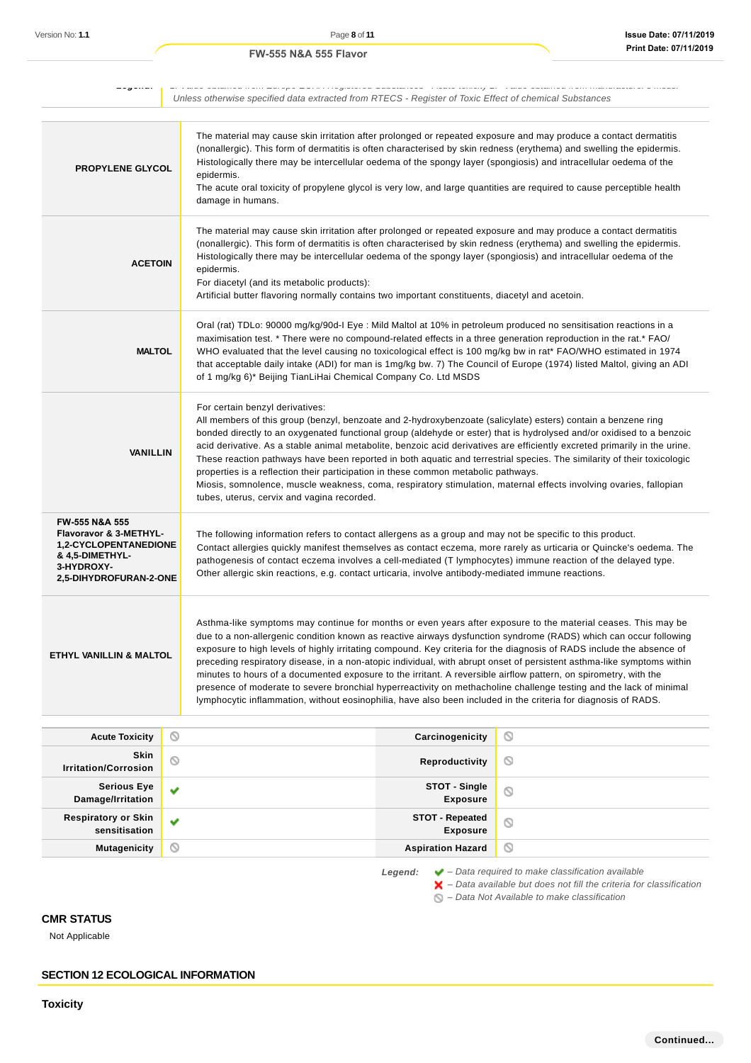Unless otherwise specified data extracted from RTECS - Register of Toxic Effect of chemical Substances

| | |
|---|---|
| **PROPYLENE GLYCOL** | The material may cause skin irritation after prolonged or repeated exposure and may produce a contact dermatitis (nonallergic). This form of dermatitis is often characterised by skin redness (erythema) and swelling the epidermis. Histologically there may be intercellular oedema of the spongy layer (spongiosis) and intracellular oedema of the epidermis.<br>The acute oral toxicity of propylene glycol is very low, and large quantities are required to cause perceptible health damage in humans. |
| **ACETOIN** | The material may cause skin irritation after prolonged or repeated exposure and may produce a contact dermatitis (nonallergic). This form of dermatitis is often characterised by skin redness (erythema) and swelling the epidermis. Histologically there may be intercellular oedema of the spongy layer (spongiosis) and intracellular oedema of the epidermis.<br>For diacetyl (and its metabolic products):<br>Artificial butter flavoring normally contains two important constituents, diacetyl and acetoin. |
| **MALTOL** | Oral (rat) TDLo: 90000 mg/kg/90d-I Eye : Mild Maltol at 10% in petroleum produced no sensitisation reactions in a maximisation test. * There were no compound-related effects in a three generation reproduction in the rat.* FAO/ WHO evaluated that the level causing no toxicological effect is 100 mg/kg bw in rat* FAO/WHO estimated in 1974 that acceptable daily intake (ADI) for man is 1mg/kg bw. 7) The Council of Europe (1974) listed Maltol, giving an ADI of 1 mg/kg 6)* Beijing TianLiHai Chemical Company Co. Ltd MSDS |
| **VANILLIN** | For certain benzyl derivatives:<br>All members of this group (benzyl, benzoate and 2-hydroxybenzoate (salicylate) esters) contain a benzene ring bonded directly to an oxygenated functional group (aldehyde or ester) that is hydrolysed and/or oxidised to a benzoic acid derivative. As a stable animal metabolite, benzoic acid derivatives are efficiently excreted primarily in the urine. These reaction pathways have been reported in both aquatic and terrestrial species. The similarity of their toxicologic properties is a reflection their participation in these common metabolic pathways.<br>Miosis, somnolence, muscle weakness, coma, respiratory stimulation, maternal effects involving ovaries, fallopian tubes, uterus, cervix and vagina recorded. |
| **FW-555 N&A 555 Flavoravor & 3-METHYL-1,2-CYCLOPENTANEDIONE & 4,5-DIMETHYL-3-HYDROXY-2,5-DIHYDROFURAN-2-ONE** | The following information refers to contact allergens as a group and may not be specific to this product.<br>Contact allergies quickly manifest themselves as contact eczema, more rarely as urticaria or Quincke's oedema. The pathogenesis of contact eczema involves a cell-mediated (T lymphocytes) immune reaction of the delayed type. Other allergic skin reactions, e.g. contact urticaria, involve antibody-mediated immune reactions. |
| **ETHYL VANILLIN & MALTOL** | Asthma-like symptoms may continue for months or even years after exposure to the material ceases. This may be due to a non-allergenic condition known as reactive airways dysfunction syndrome (RADS) which can occur following exposure to high levels of highly irritating compound. Key criteria for the diagnosis of RADS include the absence of preceding respiratory disease, in a non-atopic individual, with abrupt onset of persistent asthma-like symptoms within minutes to hours of a documented exposure to the irritant. A reversible airflow pattern, on spirometry, with the presence of moderate to severe bronchial hyperreactivity on methacholine challenge testing and the lack of minimal lymphocytic inflammation, without eosinophilia, have also been included in the criteria for diagnosis of RADS. |

| | | | |
|---|---|---|---|
| **Acute Toxicity** | ⃠ | **Carcinogenicity** | ⃠ |
| **Skin Irritation/Corrosion** | ⃠ | **Reproductivity** | ⃠ |
| **Serious Eye Damage/Irritation** | ✔ | **STOT - Single Exposure** | ⃠ |
| **Respiratory or Skin sensitisation** | ✔ | **STOT - Repeated Exposure** | ⃠ |
| **Mutagenicity** | ⃠ | **Aspiration Hazard** | ⃠ |

*Legend:* ✔ – *Data required to make classification available*
✘ – *Data available but does not fill the criteria for classification*
⃠ – *Data Not Available to make classification*

### CMR STATUS

Not Applicable

## SECTION 12 ECOLOGICAL INFORMATION

### Toxicity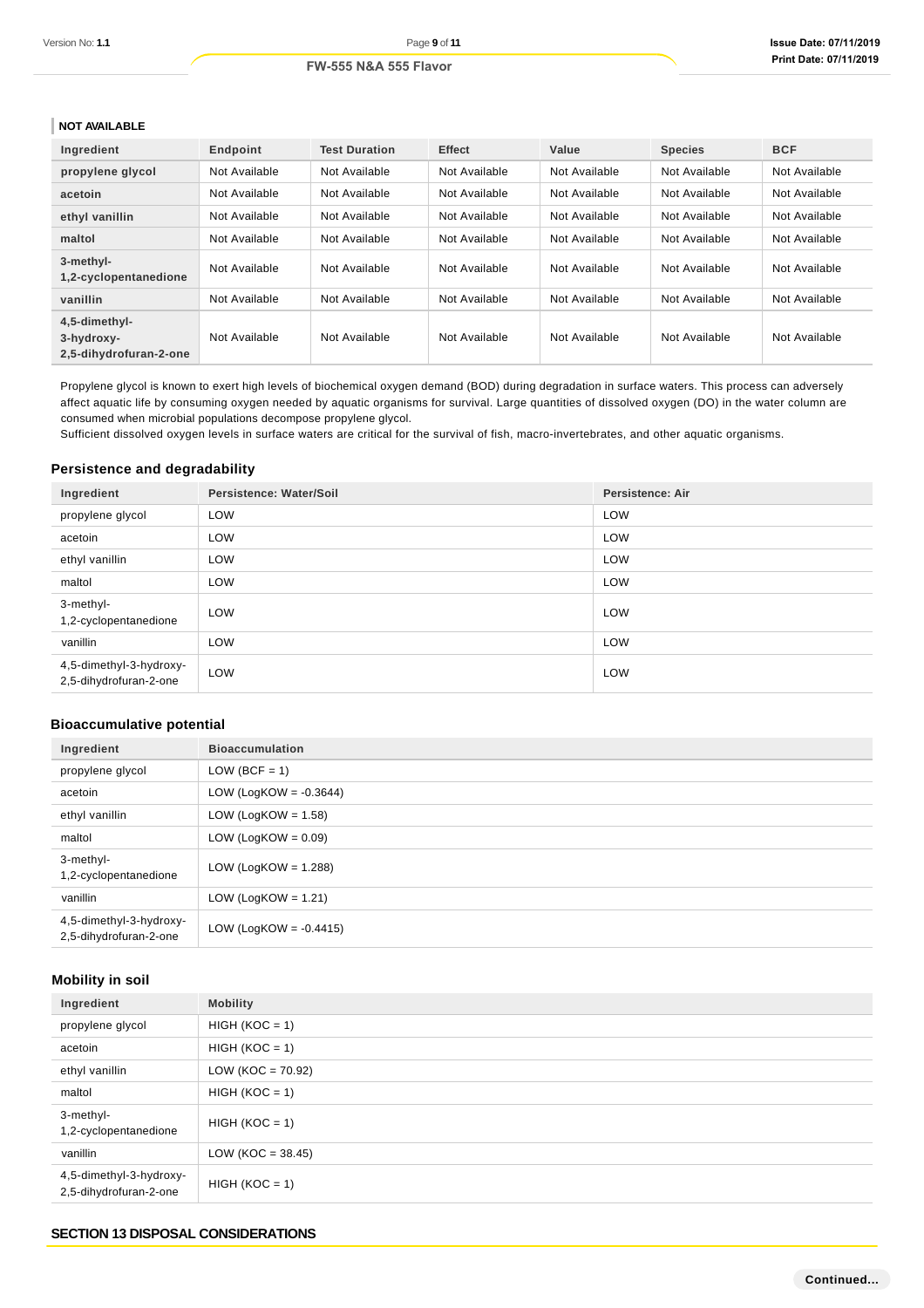### NOT AVAILABLE

| Ingredient | Endpoint | Test Duration | Effect | Value | Species | BCF |
|---|---|---|---|---|---|---|
| propylene glycol | Not Available | Not Available | Not Available | Not Available | Not Available | Not Available |
| acetoin | Not Available | Not Available | Not Available | Not Available | Not Available | Not Available |
| ethyl vanillin | Not Available | Not Available | Not Available | Not Available | Not Available | Not Available |
| maltol | Not Available | Not Available | Not Available | Not Available | Not Available | Not Available |
| 3-methyl-1,2-cyclopentanedione | Not Available | Not Available | Not Available | Not Available | Not Available | Not Available |
| vanillin | Not Available | Not Available | Not Available | Not Available | Not Available | Not Available |
| 4,5-dimethyl-3-hydroxy-2,5-dihydrofuran-2-one | Not Available | Not Available | Not Available | Not Available | Not Available | Not Available |

Propylene glycol is known to exert high levels of biochemical oxygen demand (BOD) during degradation in surface waters. This process can adversely affect aquatic life by consuming oxygen needed by aquatic organisms for survival. Large quantities of dissolved oxygen (DO) in the water column are consumed when microbial populations decompose propylene glycol.
Sufficient dissolved oxygen levels in surface waters are critical for the survival of fish, macro-invertebrates, and other aquatic organisms.

### Persistence and degradability

| Ingredient | Persistence: Water/Soil | Persistence: Air |
|---|---|---|
| propylene glycol | LOW | LOW |
| acetoin | LOW | LOW |
| ethyl vanillin | LOW | LOW |
| maltol | LOW | LOW |
| 3-methyl-1,2-cyclopentanedione | LOW | LOW |
| vanillin | LOW | LOW |
| 4,5-dimethyl-3-hydroxy-2,5-dihydrofuran-2-one | LOW | LOW |

### Bioaccumulative potential

| Ingredient | Bioaccumulation |
|---|---|
| propylene glycol | LOW (BCF = 1) |
| acetoin | LOW (LogKOW = -0.3644) |
| ethyl vanillin | LOW (LogKOW = 1.58) |
| maltol | LOW (LogKOW = 0.09) |
| 3-methyl-1,2-cyclopentanedione | LOW (LogKOW = 1.288) |
| vanillin | LOW (LogKOW = 1.21) |
| 4,5-dimethyl-3-hydroxy-2,5-dihydrofuran-2-one | LOW (LogKOW = -0.4415) |

### Mobility in soil

| Ingredient | Mobility |
|---|---|
| propylene glycol | HIGH (KOC = 1) |
| acetoin | HIGH (KOC = 1) |
| ethyl vanillin | LOW (KOC = 70.92) |
| maltol | HIGH (KOC = 1) |
| 3-methyl-1,2-cyclopentanedione | HIGH (KOC = 1) |
| vanillin | LOW (KOC = 38.45) |
| 4,5-dimethyl-3-hydroxy-2,5-dihydrofuran-2-one | HIGH (KOC = 1) |

## SECTION 13 DISPOSAL CONSIDERATIONS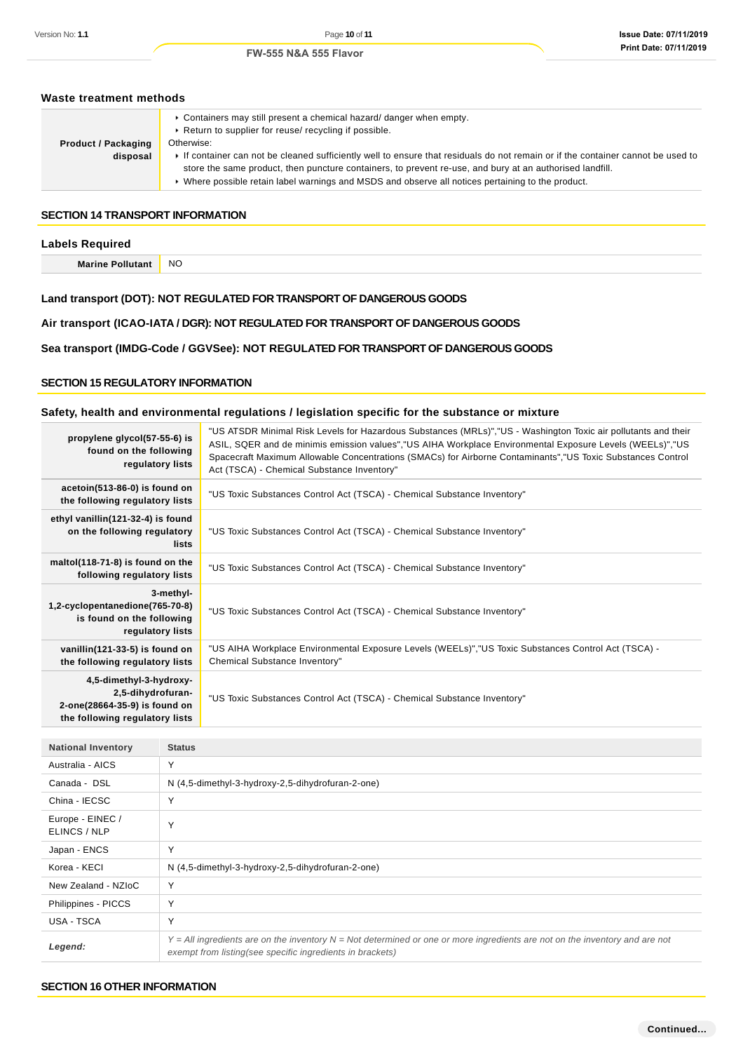### Waste treatment methods

| Product / Packaging disposal | ▸ Containers may still present a chemical hazard/ danger when empty.<br>▸ Return to supplier for reuse/ recycling if possible.<br>Otherwise:<br>▸ If container can not be cleaned sufficiently well to ensure that residuals do not remain or if the container cannot be used to store the same product, then puncture containers, to prevent re-use, and bury at an authorised landfill.<br>▸ Where possible retain label warnings and MSDS and observe all notices pertaining to the product. |
|---|---|

## SECTION 14 TRANSPORT INFORMATION

### Labels Required

| Marine Pollutant | NO |
|---|---|

### Land transport (DOT): NOT REGULATED FOR TRANSPORT OF DANGEROUS GOODS

### Air transport (ICAO-IATA / DGR): NOT REGULATED FOR TRANSPORT OF DANGEROUS GOODS

### Sea transport (IMDG-Code / GGVSee): NOT REGULATED FOR TRANSPORT OF DANGEROUS GOODS

## SECTION 15 REGULATORY INFORMATION

### Safety, health and environmental regulations / legislation specific for the substance or mixture

| | |
|---|---|
| **propylene glycol(57-55-6) is found on the following regulatory lists** | "US ATSDR Minimal Risk Levels for Hazardous Substances (MRLs)","US - Washington Toxic air pollutants and their ASIL, SQER and de minimis emission values","US AIHA Workplace Environmental Exposure Levels (WEELs)","US Spacecraft Maximum Allowable Concentrations (SMACs) for Airborne Contaminants","US Toxic Substances Control Act (TSCA) - Chemical Substance Inventory" |
| **acetoin(513-86-0) is found on the following regulatory lists** | "US Toxic Substances Control Act (TSCA) - Chemical Substance Inventory" |
| **ethyl vanillin(121-32-4) is found on the following regulatory lists** | "US Toxic Substances Control Act (TSCA) - Chemical Substance Inventory" |
| **maltol(118-71-8) is found on the following regulatory lists** | "US Toxic Substances Control Act (TSCA) - Chemical Substance Inventory" |
| **3-methyl-1,2-cyclopentanedione(765-70-8) is found on the following regulatory lists** | "US Toxic Substances Control Act (TSCA) - Chemical Substance Inventory" |
| **vanillin(121-33-5) is found on the following regulatory lists** | "US AIHA Workplace Environmental Exposure Levels (WEELs)","US Toxic Substances Control Act (TSCA) - Chemical Substance Inventory" |
| **4,5-dimethyl-3-hydroxy-2,5-dihydrofuran-2-one(28664-35-9) is found on the following regulatory lists** | "US Toxic Substances Control Act (TSCA) - Chemical Substance Inventory" |

| National Inventory | Status |
|---|---|
| Australia - AICS | Y |
| Canada - DSL | N (4,5-dimethyl-3-hydroxy-2,5-dihydrofuran-2-one) |
| China - IECSC | Y |
| Europe - EINEC / ELINCS / NLP | Y |
| Japan - ENCS | Y |
| Korea - KECI | N (4,5-dimethyl-3-hydroxy-2,5-dihydrofuran-2-one) |
| New Zealand - NZIoC | Y |
| Philippines - PICCS | Y |
| USA - TSCA | Y |
| *Legend:* | *Y = All ingredients are on the inventory N = Not determined or one or more ingredients are not on the inventory and are not exempt from listing(see specific ingredients in brackets)* |

## SECTION 16 OTHER INFORMATION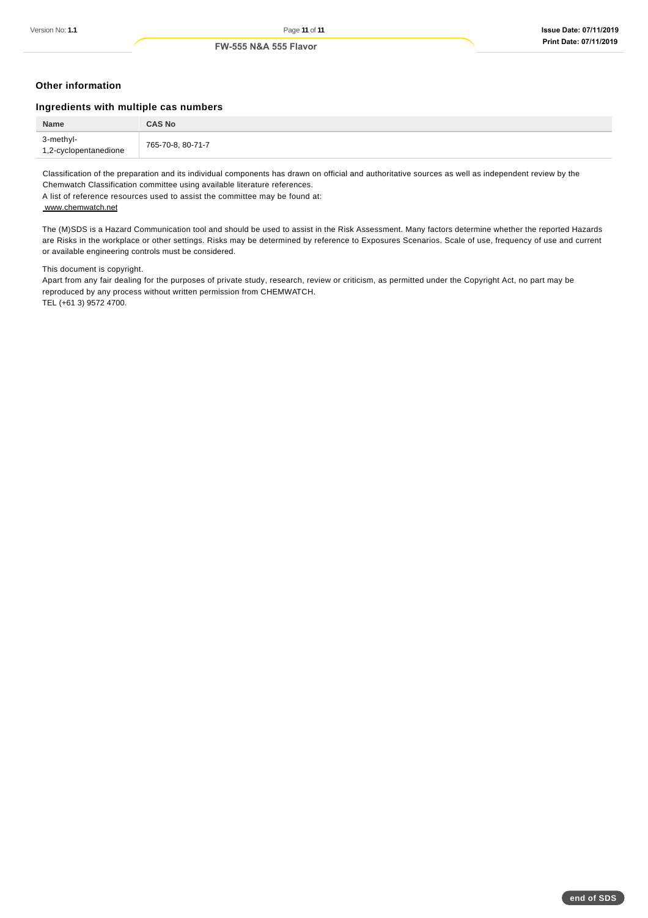## Other information

### Ingredients with multiple cas numbers

| Name | CAS No |
|---|---|
| 3-methyl-1,2-cyclopentanedione | 765-70-8, 80-71-7 |

Classification of the preparation and its individual components has drawn on official and authoritative sources as well as independent review by the Chemwatch Classification committee using available literature references.
A list of reference resources used to assist the committee may be found at:
www.chemwatch.net

The (M)SDS is a Hazard Communication tool and should be used to assist in the Risk Assessment. Many factors determine whether the reported Hazards are Risks in the workplace or other settings. Risks may be determined by reference to Exposures Scenarios. Scale of use, frequency of use and current or available engineering controls must be considered.

This document is copyright.
Apart from any fair dealing for the purposes of private study, research, review or criticism, as permitted under the Copyright Act, no part may be reproduced by any process without written permission from CHEMWATCH.
TEL (+61 3) 9572 4700.

end of SDS